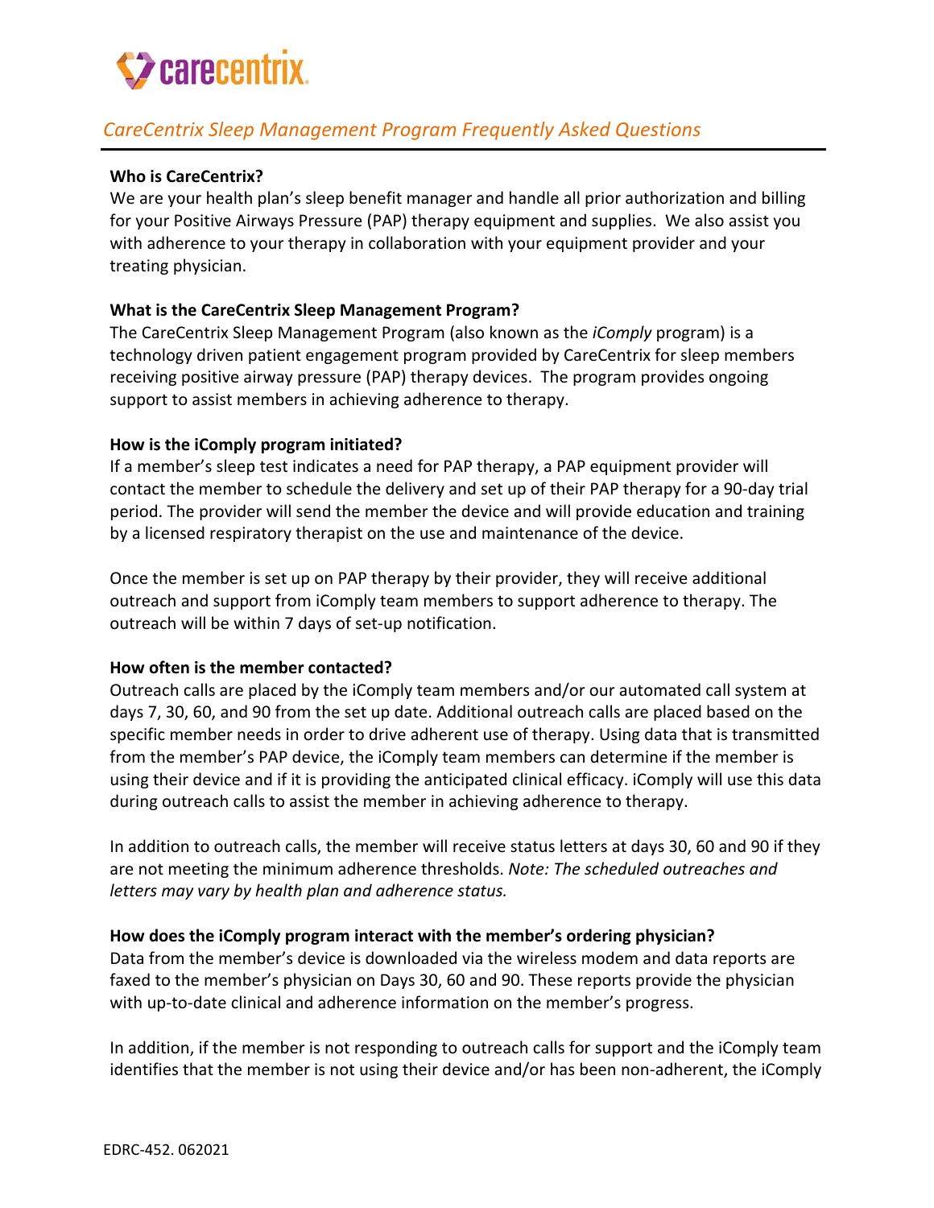carecentrix

## *CareCentrix Sleep Management Program Frequently Asked Questions*

**Who is CareCentrix?**

We are your health plan's sleep benefit manager and handle all prior authorization and billing for your Positive Airways Pressure (PAP) therapy equipment and supplies. We also assist you with adherence to your therapy in collaboration with your equipment provider and your treating physician.

**What is the CareCentrix Sleep Management Program?**

The CareCentrix Sleep Management Program (also known as the *iComply* program) is a technology driven patient engagement program provided by CareCentrix for sleep members receiving positive airway pressure (PAP) therapy devices. The program provides ongoing support to assist members in achieving adherence to therapy.

**How is the iComply program initiated?**

If a member's sleep test indicates a need for PAP therapy, a PAP equipment provider will contact the member to schedule the delivery and set up of their PAP therapy for a 90-day trial period. The provider will send the member the device and will provide education and training by a licensed respiratory therapist on the use and maintenance of the device.

Once the member is set up on PAP therapy by their provider, they will receive additional outreach and support from iComply team members to support adherence to therapy. The outreach will be within 7 days of set-up notification.

**How often is the member contacted?**

Outreach calls are placed by the iComply team members and/or our automated call system at days 7, 30, 60, and 90 from the set up date. Additional outreach calls are placed based on the specific member needs in order to drive adherent use of therapy. Using data that is transmitted from the member's PAP device, the iComply team members can determine if the member is using their device and if it is providing the anticipated clinical efficacy. iComply will use this data during outreach calls to assist the member in achieving adherence to therapy.

In addition to outreach calls, the member will receive status letters at days 30, 60 and 90 if they are not meeting the minimum adherence thresholds. *Note: The scheduled outreaches and letters may vary by health plan and adherence status.*

**How does the iComply program interact with the member's ordering physician?**

Data from the member's device is downloaded via the wireless modem and data reports are faxed to the member's physician on Days 30, 60 and 90. These reports provide the physician with up-to-date clinical and adherence information on the member's progress.

In addition, if the member is not responding to outreach calls for support and the iComply team identifies that the member is not using their device and/or has been non-adherent, the iComply

EDRC-452. 062021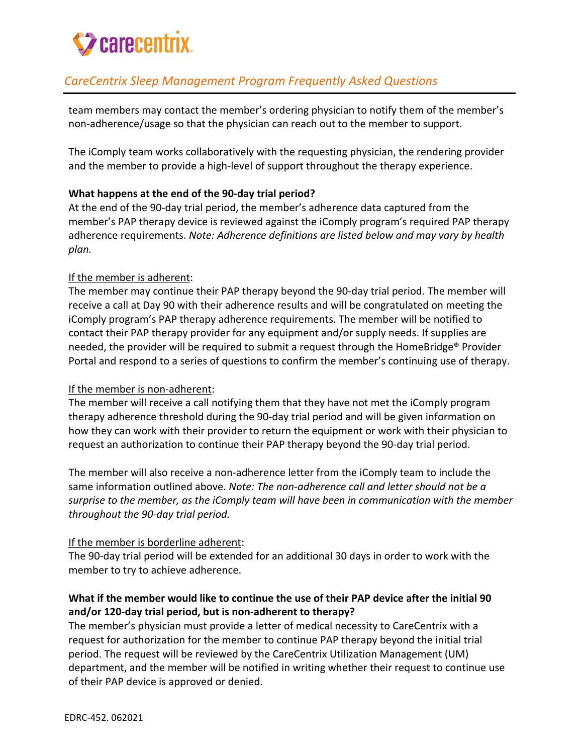team members may contact the member's ordering physician to notify them of the member's non-adherence/usage so that the physician can reach out to the member to support.

The iComply team works collaboratively with the requesting physician, the rendering provider and the member to provide a high-level of support throughout the therapy experience.

**What happens at the end of the 90-day trial period?**

At the end of the 90-day trial period, the member's adherence data captured from the member's PAP therapy device is reviewed against the iComply program's required PAP therapy adherence requirements. *Note: Adherence definitions are listed below and may vary by health plan.*

If the member is adherent:

The member may continue their PAP therapy beyond the 90-day trial period. The member will receive a call at Day 90 with their adherence results and will be congratulated on meeting the iComply program's PAP therapy adherence requirements. The member will be notified to contact their PAP therapy provider for any equipment and/or supply needs. If supplies are needed, the provider will be required to submit a request through the HomeBridge® Provider Portal and respond to a series of questions to confirm the member's continuing use of therapy.

If the member is non-adherent:

The member will receive a call notifying them that they have not met the iComply program therapy adherence threshold during the 90-day trial period and will be given information on how they can work with their provider to return the equipment or work with their physician to request an authorization to continue their PAP therapy beyond the 90-day trial period.

The member will also receive a non-adherence letter from the iComply team to include the same information outlined above. *Note: The non-adherence call and letter should not be a surprise to the member, as the iComply team will have been in communication with the member throughout the 90-day trial period.*

If the member is borderline adherent:

The 90-day trial period will be extended for an additional 30 days in order to work with the member to try to achieve adherence.

**What if the member would like to continue the use of their PAP device after the initial 90 and/or 120-day trial period, but is non-adherent to therapy?**

The member's physician must provide a letter of medical necessity to CareCentrix with a request for authorization for the member to continue PAP therapy beyond the initial trial period. The request will be reviewed by the CareCentrix Utilization Management (UM) department, and the member will be notified in writing whether their request to continue use of their PAP device is approved or denied.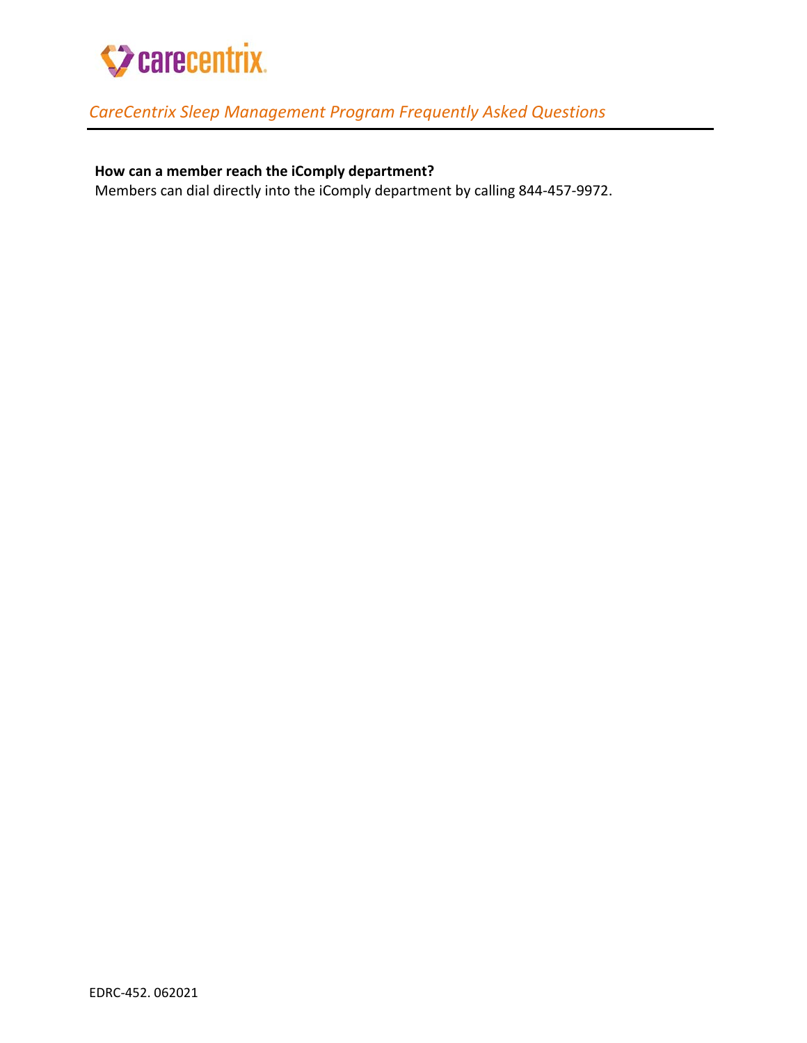**How can a member reach the iComply department?**

Members can dial directly into the iComply department by calling 844-457-9972.

EDRC-452. 062021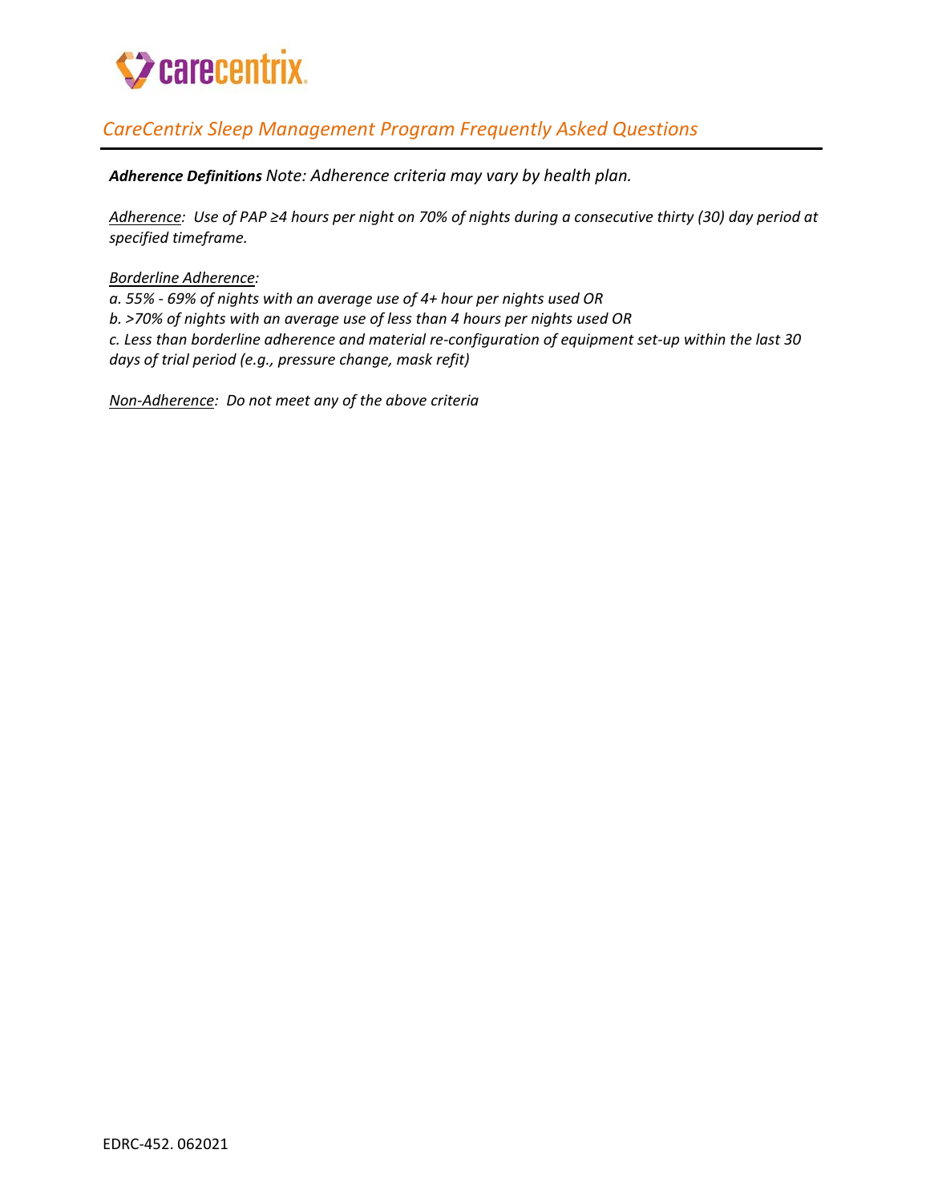*CareCentrix Sleep Management Program Frequently Asked Questions*

***Adherence Definitions*** *Note: Adherence criteria may vary by health plan.*

*<u>Adherence</u>: Use of PAP ≥4 hours per night on 70% of nights during a consecutive thirty (30) day period at specified timeframe.*

*<u>Borderline Adherence</u>:*

*a. 55% - 69% of nights with an average use of 4+ hour per nights used OR*
*b. >70% of nights with an average use of less than 4 hours per nights used OR*
*c. Less than borderline adherence and material re-configuration of equipment set-up within the last 30 days of trial period (e.g., pressure change, mask refit)*

*<u>Non-Adherence</u>: Do not meet any of the above criteria*

EDRC-452. 062021